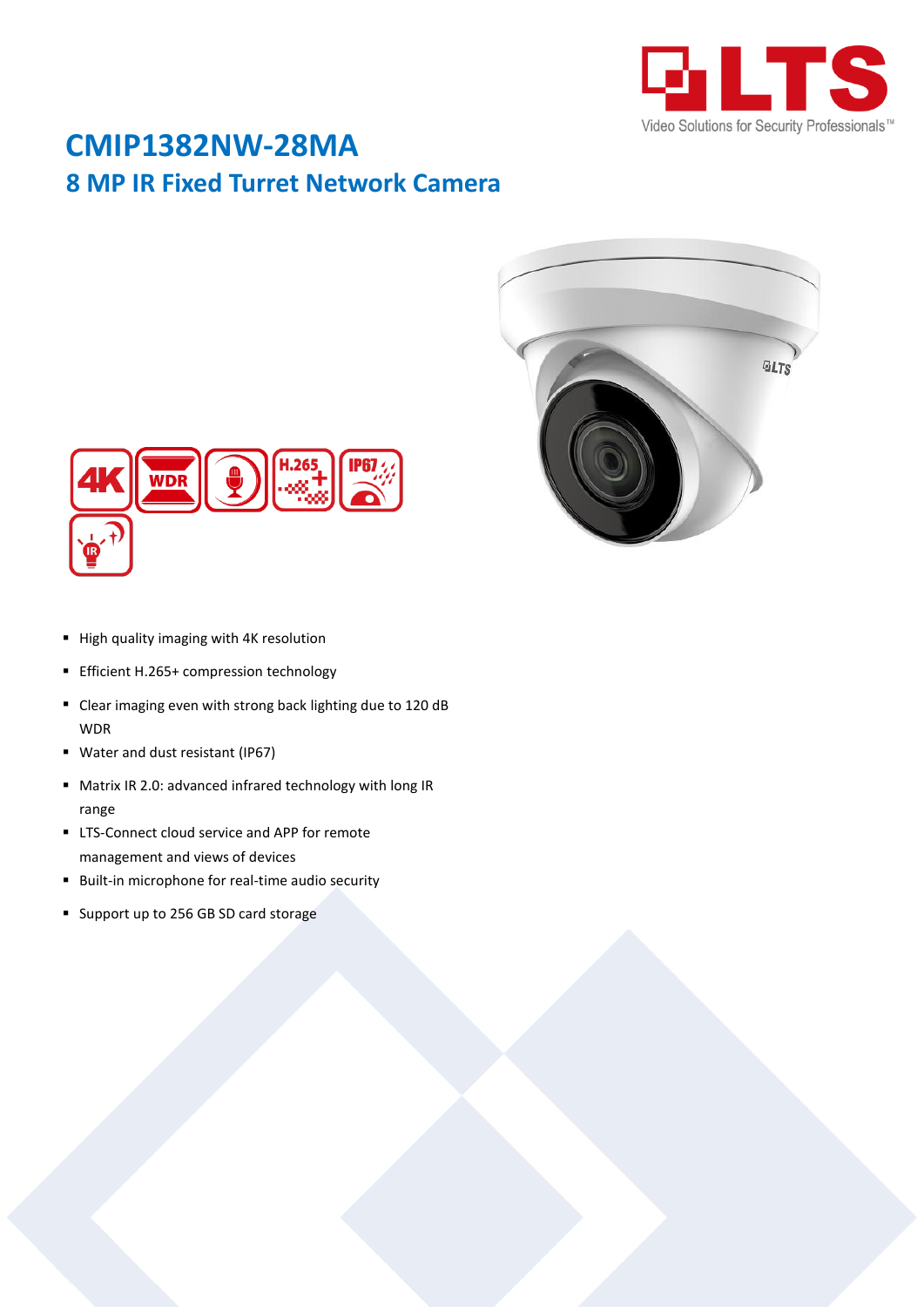# CMIP1382NW-28MA

## 8 MP IR Fixed Turret Network Camera

- High quality imaging with 4K resolution
- Efficient H.265+ compression technology
- Clear imaging even with strong back lighting due to 120 dB WDR
- Water and dust resistant (IP67)
- Matrix IR 2.0: advanced infrared technology with long IR range
- LTS-Connect cloud service and APP for remote management and views of devices
- Built-in microphone for real-time audio security
- Support up to 256 GB SD card storage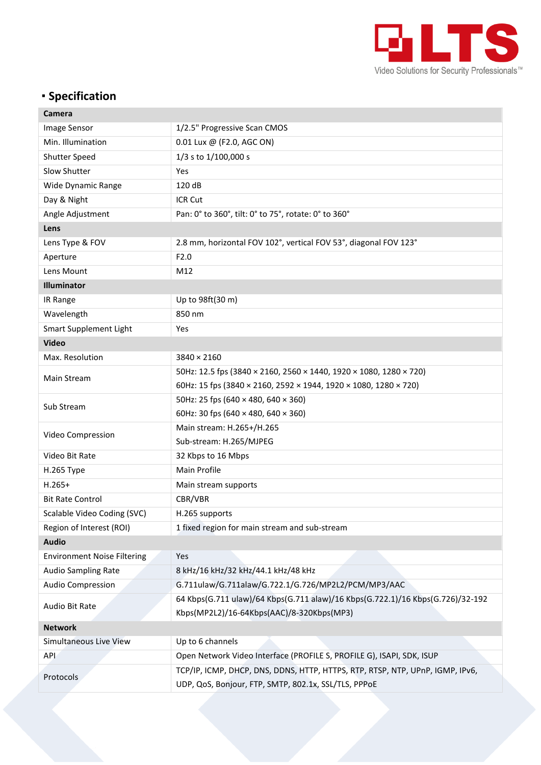## ▪ Specification

| Camera | |
|---|---|
| Image Sensor | 1/2.5" Progressive Scan CMOS |
| Min. Illumination | 0.01 Lux @ (F2.0, AGC ON) |
| Shutter Speed | 1/3 s to 1/100,000 s |
| Slow Shutter | Yes |
| Wide Dynamic Range | 120 dB |
| Day & Night | ICR Cut |
| Angle Adjustment | Pan: 0° to 360°, tilt: 0° to 75°, rotate: 0° to 360° |
| **Lens** | |
| Lens Type & FOV | 2.8 mm, horizontal FOV 102°, vertical FOV 53°, diagonal FOV 123° |
| Aperture | F2.0 |
| Lens Mount | M12 |
| **Illuminator** | |
| IR Range | Up to 98ft(30 m) |
| Wavelength | 850 nm |
| Smart Supplement Light | Yes |
| **Video** | |
| Max. Resolution | 3840 × 2160 |
| Main Stream | 50Hz: 12.5 fps (3840 × 2160, 2560 × 1440, 1920 × 1080, 1280 × 720)<br>60Hz: 15 fps (3840 × 2160, 2592 × 1944, 1920 × 1080, 1280 × 720) |
| Sub Stream | 50Hz: 25 fps (640 × 480, 640 × 360)<br>60Hz: 30 fps (640 × 480, 640 × 360) |
| Video Compression | Main stream: H.265+/H.265<br>Sub-stream: H.265/MJPEG |
| Video Bit Rate | 32 Kbps to 16 Mbps |
| H.265 Type | Main Profile |
| H.265+ | Main stream supports |
| Bit Rate Control | CBR/VBR |
| Scalable Video Coding (SVC) | H.265 supports |
| Region of Interest (ROI) | 1 fixed region for main stream and sub-stream |
| **Audio** | |
| Environment Noise Filtering | Yes |
| Audio Sampling Rate | 8 kHz/16 kHz/32 kHz/44.1 kHz/48 kHz |
| Audio Compression | G.711ulaw/G.711alaw/G.722.1/G.726/MP2L2/PCM/MP3/AAC |
| Audio Bit Rate | 64 Kbps(G.711 ulaw)/64 Kbps(G.711 alaw)/16 Kbps(G.722.1)/16 Kbps(G.726)/32-192 Kbps(MP2L2)/16-64Kbps(AAC)/8-320Kbps(MP3) |
| **Network** | |
| Simultaneous Live View | Up to 6 channels |
| API | Open Network Video Interface (PROFILE S, PROFILE G), ISAPI, SDK, ISUP |
| Protocols | TCP/IP, ICMP, DHCP, DNS, DDNS, HTTP, HTTPS, RTP, RTSP, NTP, UPnP, IGMP, IPv6, UDP, QoS, Bonjour, FTP, SMTP, 802.1x, SSL/TLS, PPPoE |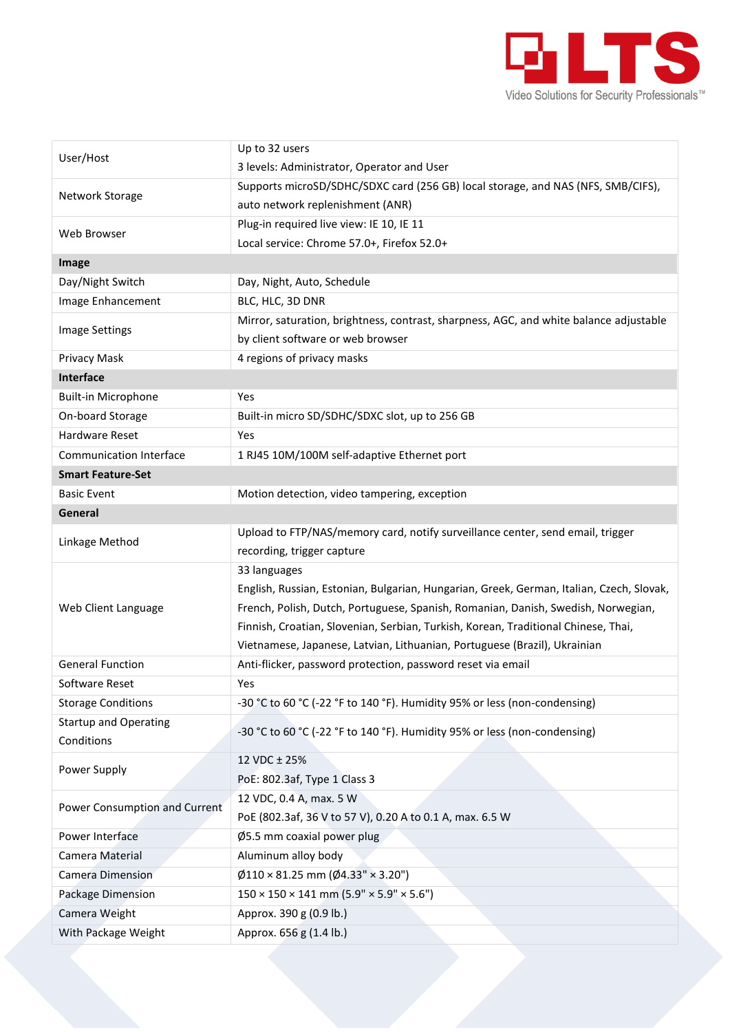| | |
|---|---|
| User/Host | Up to 32 users<br>3 levels: Administrator, Operator and User |
| Network Storage | Supports microSD/SDHC/SDXC card (256 GB) local storage, and NAS (NFS, SMB/CIFS), auto network replenishment (ANR) |
| Web Browser | Plug-in required live view: IE 10, IE 11<br>Local service: Chrome 57.0+, Firefox 52.0+ |
| **Image** | |
| Day/Night Switch | Day, Night, Auto, Schedule |
| Image Enhancement | BLC, HLC, 3D DNR |
| Image Settings | Mirror, saturation, brightness, contrast, sharpness, AGC, and white balance adjustable by client software or web browser |
| Privacy Mask | 4 regions of privacy masks |
| **Interface** | |
| Built-in Microphone | Yes |
| On-board Storage | Built-in micro SD/SDHC/SDXC slot, up to 256 GB |
| Hardware Reset | Yes |
| Communication Interface | 1 RJ45 10M/100M self-adaptive Ethernet port |
| **Smart Feature-Set** | |
| Basic Event | Motion detection, video tampering, exception |
| **General** | |
| Linkage Method | Upload to FTP/NAS/memory card, notify surveillance center, send email, trigger recording, trigger capture |
| Web Client Language | 33 languages<br>English, Russian, Estonian, Bulgarian, Hungarian, Greek, German, Italian, Czech, Slovak, French, Polish, Dutch, Portuguese, Spanish, Romanian, Danish, Swedish, Norwegian, Finnish, Croatian, Slovenian, Serbian, Turkish, Korean, Traditional Chinese, Thai, Vietnamese, Japanese, Latvian, Lithuanian, Portuguese (Brazil), Ukrainian |
| General Function | Anti-flicker, password protection, password reset via email |
| Software Reset | Yes |
| Storage Conditions | -30 °C to 60 °C (-22 °F to 140 °F). Humidity 95% or less (non-condensing) |
| Startup and Operating Conditions | -30 °C to 60 °C (-22 °F to 140 °F). Humidity 95% or less (non-condensing) |
| Power Supply | 12 VDC ± 25%<br>PoE: 802.3af, Type 1 Class 3 |
| Power Consumption and Current | 12 VDC, 0.4 A, max. 5 W<br>PoE (802.3af, 36 V to 57 V), 0.20 A to 0.1 A, max. 6.5 W |
| Power Interface | Ø5.5 mm coaxial power plug |
| Camera Material | Aluminum alloy body |
| Camera Dimension | Ø110 × 81.25 mm (Ø4.33" × 3.20") |
| Package Dimension | 150 × 150 × 141 mm (5.9" × 5.9" × 5.6") |
| Camera Weight | Approx. 390 g (0.9 lb.) |
| With Package Weight | Approx. 656 g (1.4 lb.) |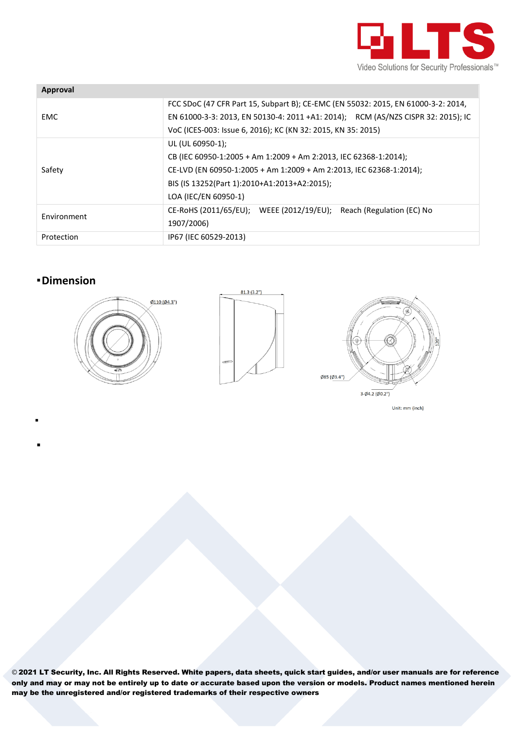| Approval | |
|---|---|
| EMC | FCC SDoC (47 CFR Part 15, Subpart B); CE-EMC (EN 55032: 2015, EN 61000-3-2: 2014, EN 61000-3-3: 2013, EN 50130-4: 2011 +A1: 2014); RCM (AS/NZS CISPR 32: 2015); IC VoC (ICES-003: Issue 6, 2016); KC (KN 32: 2015, KN 35: 2015) |
| Safety | UL (UL 60950-1);<br>CB (IEC 60950-1:2005 + Am 1:2009 + Am 2:2013, IEC 62368-1:2014);<br>CE-LVD (EN 60950-1:2005 + Am 1:2009 + Am 2:2013, IEC 62368-1:2014);<br>BIS (IS 13252(Part 1):2010+A1:2013+A2:2015);<br>LOA (IEC/EN 60950-1) |
| Environment | CE-RoHS (2011/65/EU); WEEE (2012/19/EU); Reach (Regulation (EC) No 1907/2006) |
| Protection | IP67 (IEC 60529-2013) |

## ▪Dimension

Ø110 (Ø4.3")

81.3 (3.2")

120°

Ø85 (Ø3.4")

3-Ø4.2 (Ø0.2")

Unit: mm (inch)

**© 2021 LT Security, Inc. All Rights Reserved. White papers, data sheets, quick start guides, and/or user manuals are for reference only and may or may not be entirely up to date or accurate based upon the version or models. Product names mentioned herein may be the unregistered and/or registered trademarks of their respective owners**